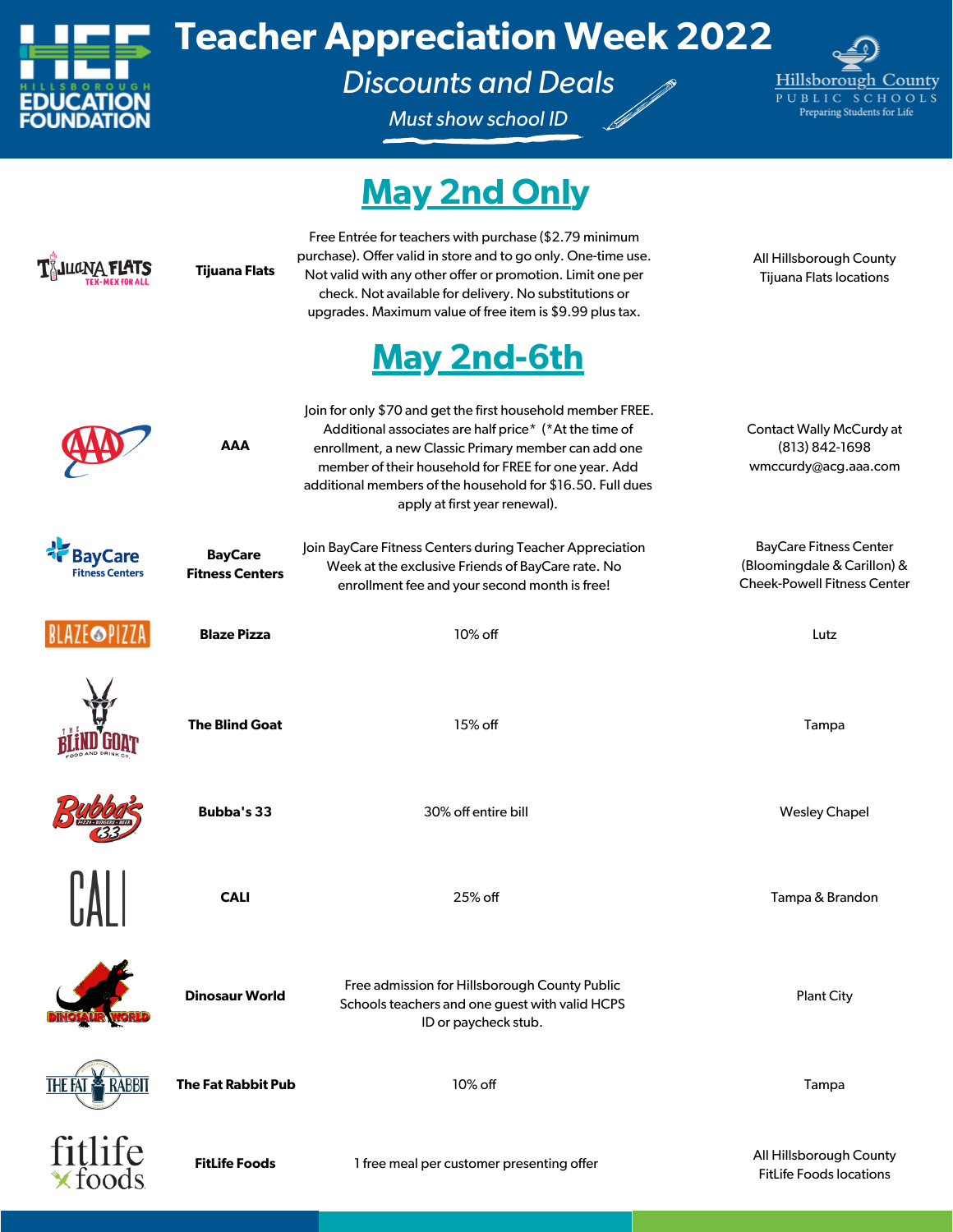# Teacher Appreciation Week 2022

*Discounts and Deals*

*Must show school ID*

Hillsborough Education Foundation

Hillsborough County Public Schools — Preparing Students for Life

## May 2nd Only

| Business | Offer | Location |
|---|---|---|
| **Tijuana Flats** | Free Entrée for teachers with purchase ($2.79 minimum purchase). Offer valid in store and to go only. One-time use. Not valid with any other offer or promotion. Limit one per check. Not available for delivery. No substitutions or upgrades. Maximum value of free item is $9.99 plus tax. | All Hillsborough County Tijuana Flats locations |

## May 2nd-6th

| Business | Offer | Location |
|---|---|---|
| **AAA** | Join for only $70 and get the first household member FREE. Additional associates are half price* (*At the time of enrollment, a new Classic Primary member can add one member of their household for FREE for one year. Add additional members of the household for $16.50. Full dues apply at first year renewal). | Contact Wally McCurdy at (813) 842-1698 wmccurdy@acg.aaa.com |
| **BayCare Fitness Centers** | Join BayCare Fitness Centers during Teacher Appreciation Week at the exclusive Friends of BayCare rate. No enrollment fee and your second month is free! | BayCare Fitness Center (Bloomingdale & Carillon) & Cheek-Powell Fitness Center |
| **Blaze Pizza** | 10% off | Lutz |
| **The Blind Goat** | 15% off | Tampa |
| **Bubba's 33** | 30% off entire bill | Wesley Chapel |
| **CALI** | 25% off | Tampa & Brandon |
| **Dinosaur World** | Free admission for Hillsborough County Public Schools teachers and one guest with valid HCPS ID or paycheck stub. | Plant City |
| **The Fat Rabbit Pub** | 10% off | Tampa |
| **FitLife Foods** | 1 free meal per customer presenting offer | All Hillsborough County FitLife Foods locations |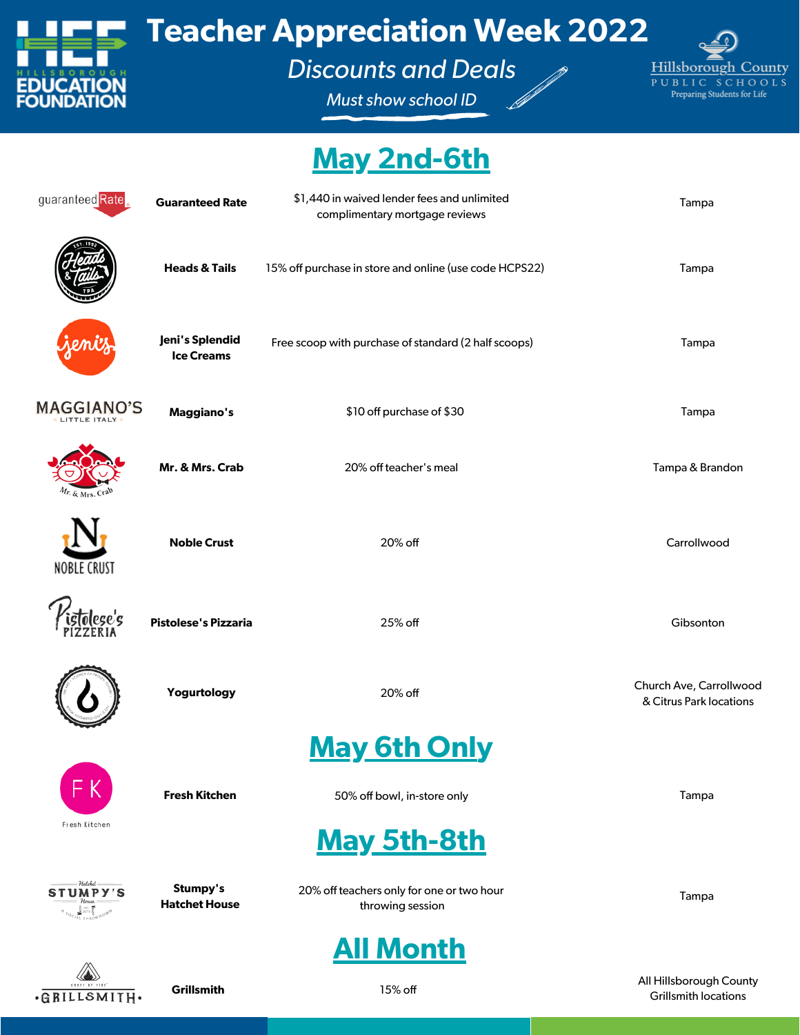# Teacher Appreciation Week 2022

*Discounts and Deals*

*Must show school ID*

## May 2nd-6th

| | | | |
|---|---|---|---|
| | **Guaranteed Rate** | $1,440 in waived lender fees and unlimited complimentary mortgage reviews | Tampa |
| | **Heads & Tails** | 15% off purchase in store and online (use code HCPS22) | Tampa |
| | **Jeni's Splendid Ice Creams** | Free scoop with purchase of standard (2 half scoops) | Tampa |
| | **Maggiano's** | $10 off purchase of $30 | Tampa |
| | **Mr. & Mrs. Crab** | 20% off teacher's meal | Tampa & Brandon |
| | **Noble Crust** | 20% off | Carrollwood |
| | **Pistolese's Pizzaria** | 25% off | Gibsonton |
| | **Yogurtology** | 20% off | Church Ave, Carrollwood & Citrus Park locations |

## May 6th Only

| | | | |
|---|---|---|---|
| | **Fresh Kitchen** | 50% off bowl, in-store only | Tampa |

## May 5th-8th

| | | | |
|---|---|---|---|
| | **Stumpy's Hatchet House** | 20% off teachers only for one or two hour throwing session | Tampa |

## All Month

| | | | |
|---|---|---|---|
| | **Grillsmith** | 15% off | All Hillsborough County Grillsmith locations |